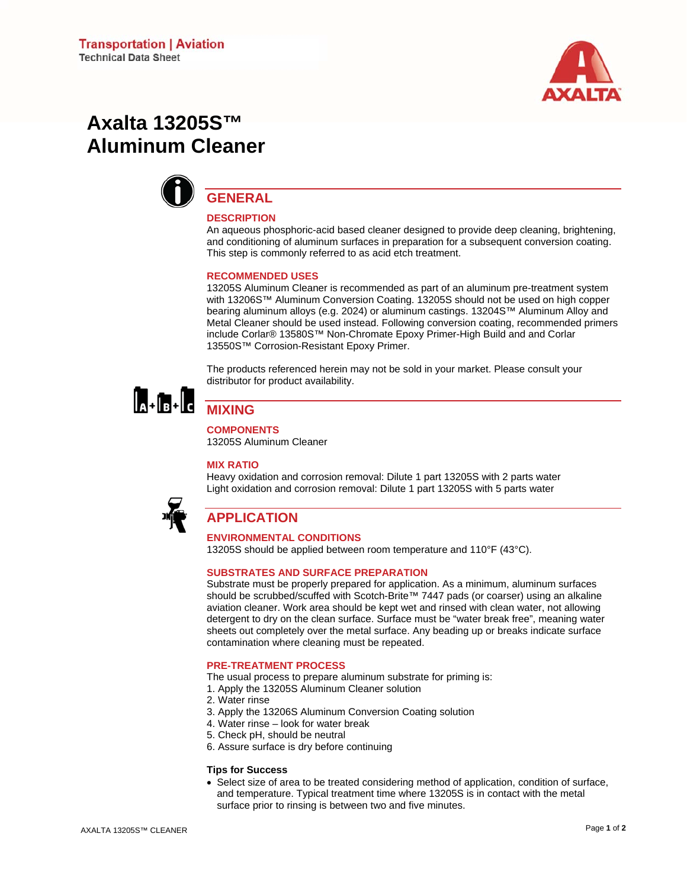Transportation | Aviation
Technical Data Sheet

# Axalta 13205S™ Aluminum Cleaner

## GENERAL

### DESCRIPTION

An aqueous phosphoric-acid based cleaner designed to provide deep cleaning, brightening, and conditioning of aluminum surfaces in preparation for a subsequent conversion coating. This step is commonly referred to as acid etch treatment.

### RECOMMENDED USES

13205S Aluminum Cleaner is recommended as part of an aluminum pre-treatment system with 13206S™ Aluminum Conversion Coating. 13205S should not be used on high copper bearing aluminum alloys (e.g. 2024) or aluminum castings. 13204S™ Aluminum Alloy and Metal Cleaner should be used instead. Following conversion coating, recommended primers include Corlar® 13580S™ Non-Chromate Epoxy Primer-High Build and and Corlar 13550S™ Corrosion-Resistant Epoxy Primer.

The products referenced herein may not be sold in your market. Please consult your distributor for product availability.

## MIXING

### COMPONENTS

13205S Aluminum Cleaner

### MIX RATIO

Heavy oxidation and corrosion removal: Dilute 1 part 13205S with 2 parts water
Light oxidation and corrosion removal: Dilute 1 part 13205S with 5 parts water

## APPLICATION

### ENVIRONMENTAL CONDITIONS

13205S should be applied between room temperature and 110°F (43°C).

### SUBSTRATES AND SURFACE PREPARATION

Substrate must be properly prepared for application. As a minimum, aluminum surfaces should be scrubbed/scuffed with Scotch-Brite™ 7447 pads (or coarser) using an alkaline aviation cleaner. Work area should be kept wet and rinsed with clean water, not allowing detergent to dry on the clean surface. Surface must be "water break free", meaning water sheets out completely over the metal surface. Any beading up or breaks indicate surface contamination where cleaning must be repeated.

### PRE-TREATMENT PROCESS

The usual process to prepare aluminum substrate for priming is:

1. Apply the 13205S Aluminum Cleaner solution
2. Water rinse
3. Apply the 13206S Aluminum Conversion Coating solution
4. Water rinse – look for water break
5. Check pH, should be neutral
6. Assure surface is dry before continuing

**Tips for Success**

- Select size of area to be treated considering method of application, condition of surface, and temperature. Typical treatment time where 13205S is in contact with the metal surface prior to rinsing is between two and five minutes.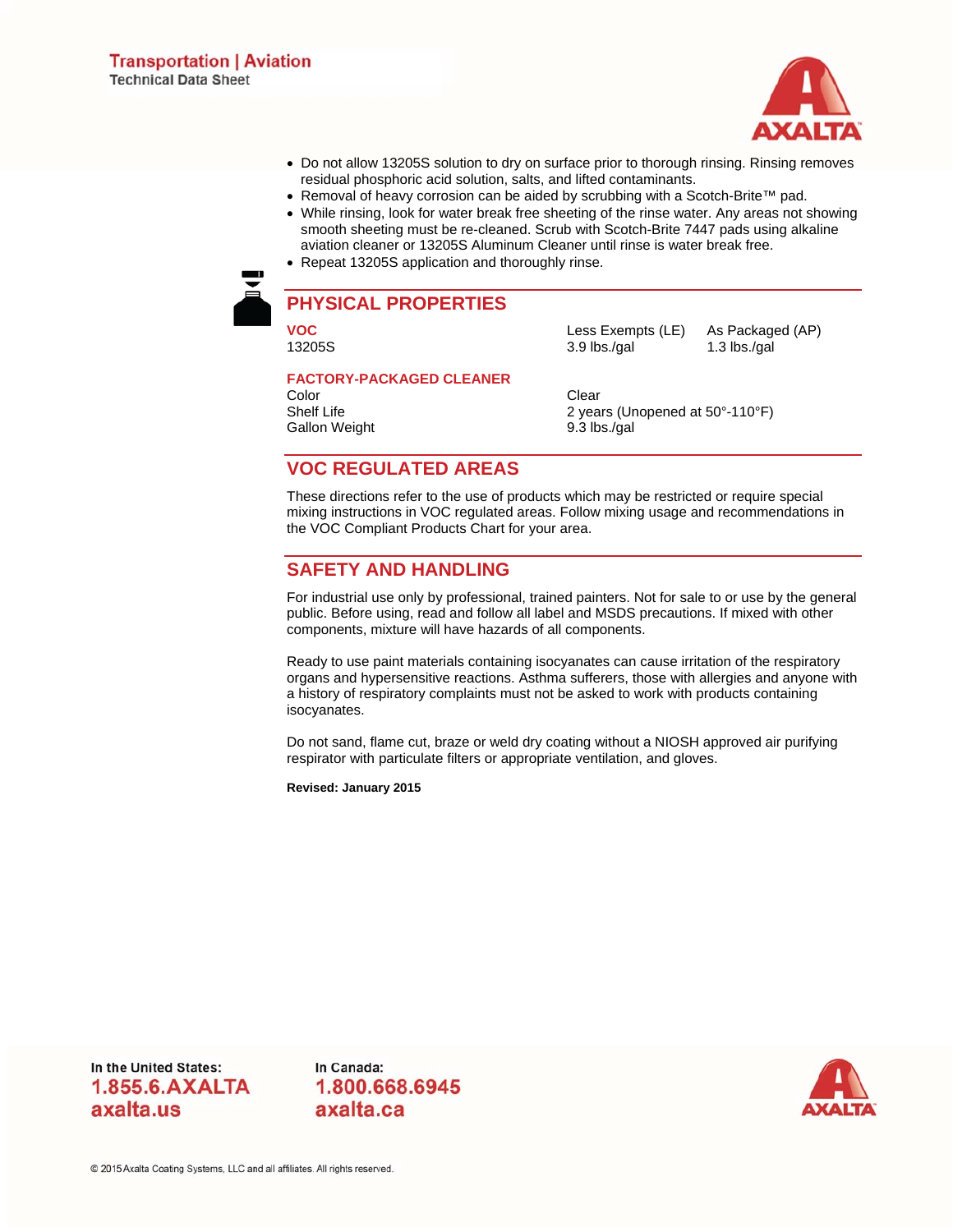- Do not allow 13205S solution to dry on surface prior to thorough rinsing. Rinsing removes residual phosphoric acid solution, salts, and lifted contaminants.
- Removal of heavy corrosion can be aided by scrubbing with a Scotch-Brite™ pad.
- While rinsing, look for water break free sheeting of the rinse water. Any areas not showing smooth sheeting must be re-cleaned. Scrub with Scotch-Brite 7447 pads using alkaline aviation cleaner or 13205S Aluminum Cleaner until rinse is water break free.
- Repeat 13205S application and thoroughly rinse.

## PHYSICAL PROPERTIES

| VOC | Less Exempts (LE) | As Packaged (AP) |
|---|---|---|
| 13205S | 3.9 lbs./gal | 1.3 lbs./gal |

**FACTORY-PACKAGED CLEANER**

| | |
|---|---|
| Color | Clear |
| Shelf Life | 2 years (Unopened at 50°-110°F) |
| Gallon Weight | 9.3 lbs./gal |

## VOC REGULATED AREAS

These directions refer to the use of products which may be restricted or require special mixing instructions in VOC regulated areas. Follow mixing usage and recommendations in the VOC Compliant Products Chart for your area.

## SAFETY AND HANDLING

For industrial use only by professional, trained painters. Not for sale to or use by the general public. Before using, read and follow all label and MSDS precautions. If mixed with other components, mixture will have hazards of all components.

Ready to use paint materials containing isocyanates can cause irritation of the respiratory organs and hypersensitive reactions. Asthma sufferers, those with allergies and anyone with a history of respiratory complaints must not be asked to work with products containing isocyanates.

Do not sand, flame cut, braze or weld dry coating without a NIOSH approved air purifying respirator with particulate filters or appropriate ventilation, and gloves.

**Revised: January 2015**

In the United States:
1.855.6.AXALTA
axalta.us

In Canada:
1.800.668.6945
axalta.ca

© 2015 Axalta Coating Systems, LLC and all affiliates. All rights reserved.